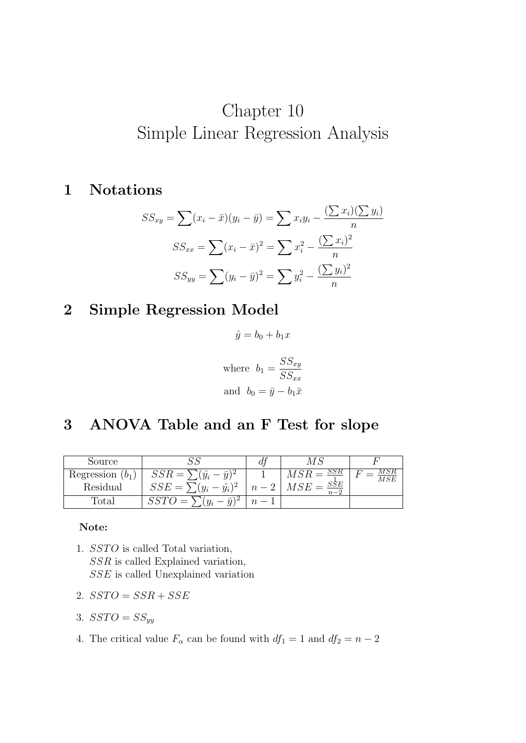# Chapter 10
# Simple Linear Regression Analysis

## 1 Notations

$$SS_{xy} = \sum (x_i - \bar{x})(y_i - \bar{y}) = \sum x_i y_i - \frac{(\sum x_i)(\sum y_i)}{n}$$

$$SS_{xx} = \sum (x_i - \bar{x})^2 = \sum x_i^2 - \frac{(\sum x_i)^2}{n}$$

$$SS_{yy} = \sum (y_i - \bar{y})^2 = \sum y_i^2 - \frac{(\sum y_i)^2}{n}$$

## 2 Simple Regression Model

$$\hat{y} = b_0 + b_1 x$$

$$\text{where } \; b_1 = \frac{SS_{xy}}{SS_{xx}}$$

$$\text{and } \; b_0 = \bar{y} - b_1 \bar{x}$$

## 3 ANOVA Table and an F Test for slope

| Source | $SS$ | $df$ | $MS$ | $F$ |
|---|---|---|---|---|
| Regression ($b_1$) | $SSR = \sum (\hat{y}_i - \bar{y})^2$ | 1 | $MSR = \frac{SSR}{1}$ | $F = \frac{MSR}{MSE}$ |
| Residual | $SSE = \sum (y_i - \hat{y}_i)^2$ | $n-2$ | $MSE = \frac{SSE}{n-2}$ | |
| Total | $SSTO = \sum (y_i - \bar{y})^2$ | $n-1$ | | |

**Note:**

1. $SSTO$ is called Total variation,
   $SSR$ is called Explained variation,
   $SSE$ is called Unexplained variation
2. $SSTO = SSR + SSE$
3. $SSTO = SS_{yy}$
4. The critical value $F_\alpha$ can be found with $df_1 = 1$ and $df_2 = n - 2$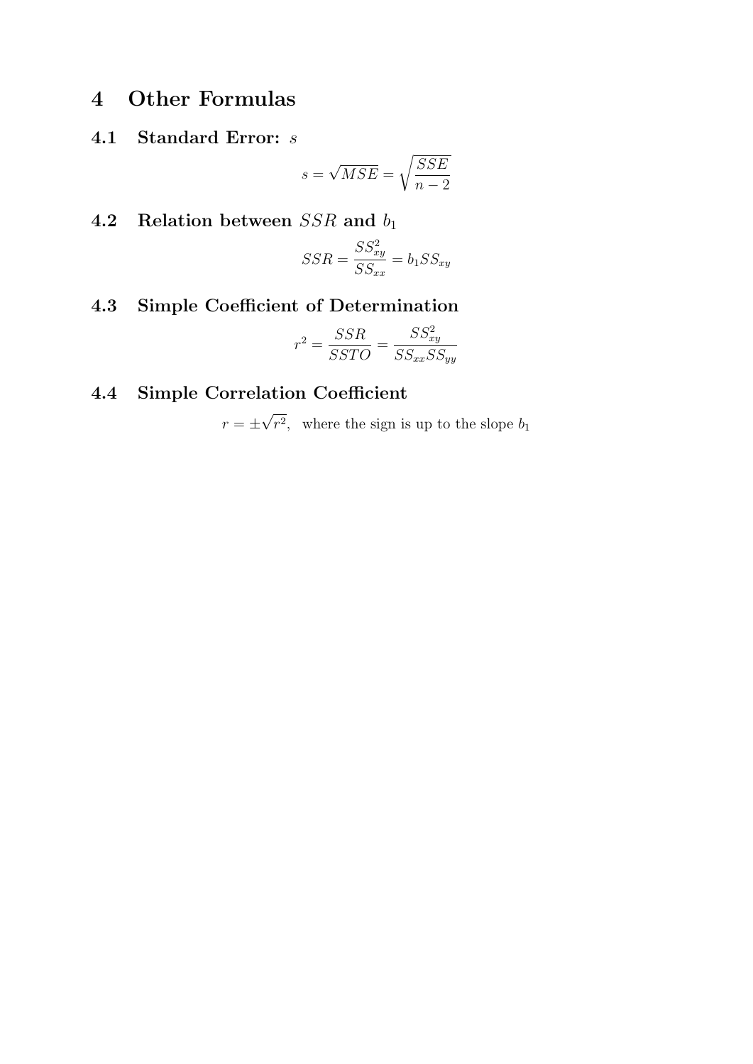# 4 Other Formulas

## 4.1 Standard Error: $s$

$$s = \sqrt{MSE} = \sqrt{\frac{SSE}{n-2}}$$

## 4.2 Relation between $SSR$ and $b_1$

$$SSR = \frac{SS_{xy}^2}{SS_{xx}} = b_1 SS_{xy}$$

## 4.3 Simple Coefficient of Determination

$$r^2 = \frac{SSR}{SSTO} = \frac{SS_{xy}^2}{SS_{xx}SS_{yy}}$$

## 4.4 Simple Correlation Coefficient

$$r = \pm\sqrt{r^2}, \text{ where the sign is up to the slope } b_1$$